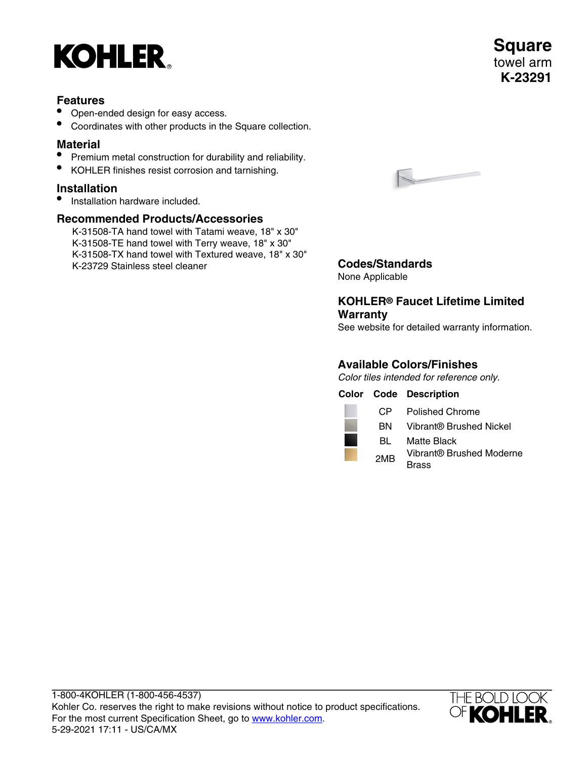KOHLER

# Square

towel arm

**K-23291**

## Features

- Open-ended design for easy access.
- Coordinates with other products in the Square collection.

## Material

- Premium metal construction for durability and reliability.
- KOHLER finishes resist corrosion and tarnishing.

## Installation

- Installation hardware included.

## Recommended Products/Accessories

K-31508-TA hand towel with Tatami weave, 18" x 30"
K-31508-TE hand towel with Terry weave, 18" x 30"
K-31508-TX hand towel with Textured weave, 18" x 30"
K-23729 Stainless steel cleaner

## Codes/Standards

None Applicable

## KOHLER® Faucet Lifetime Limited Warranty

See website for detailed warranty information.

## Available Colors/Finishes

*Color tiles intended for reference only.*

| Color | Code | Description |
| --- | --- | --- |
| | CP | Polished Chrome |
| | BN | Vibrant® Brushed Nickel |
| | BL | Matte Black |
| | 2MB | Vibrant® Brushed Moderne Brass |

1-800-4KOHLER (1-800-456-4537)
Kohler Co. reserves the right to make revisions without notice to product specifications.
For the most current Specification Sheet, go to www.kohler.com.
5-29-2021 17:11 - US/CA/MX

THE BOLD LOOK OF KOHLER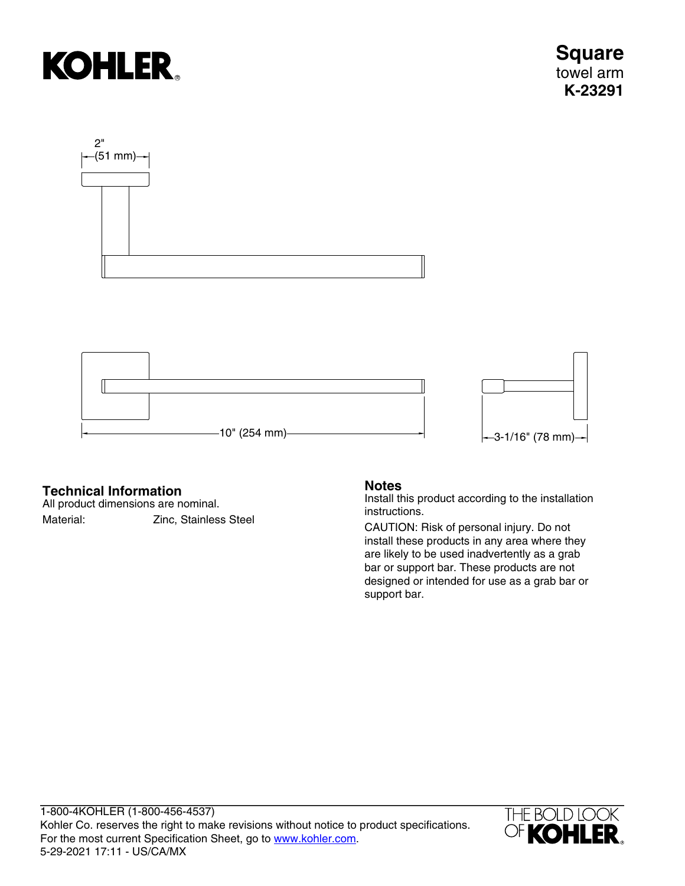# KOHLER

**Square**
towel arm
**K-23291**

2"
(51 mm)

10" (254 mm)

3-1/16" (78 mm)

## Technical Information

All product dimensions are nominal.

Material: Zinc, Stainless Steel

## Notes

Install this product according to the installation instructions.

CAUTION: Risk of personal injury. Do not install these products in any area where they are likely to be used inadvertently as a grab bar or support bar. These products are not designed or intended for use as a grab bar or support bar.

1-800-4KOHLER (1-800-456-4537)
Kohler Co. reserves the right to make revisions without notice to product specifications.
For the most current Specification Sheet, go to www.kohler.com.
5-29-2021 17:11 - US/CA/MX

THE BOLD LOOK OF KOHLER